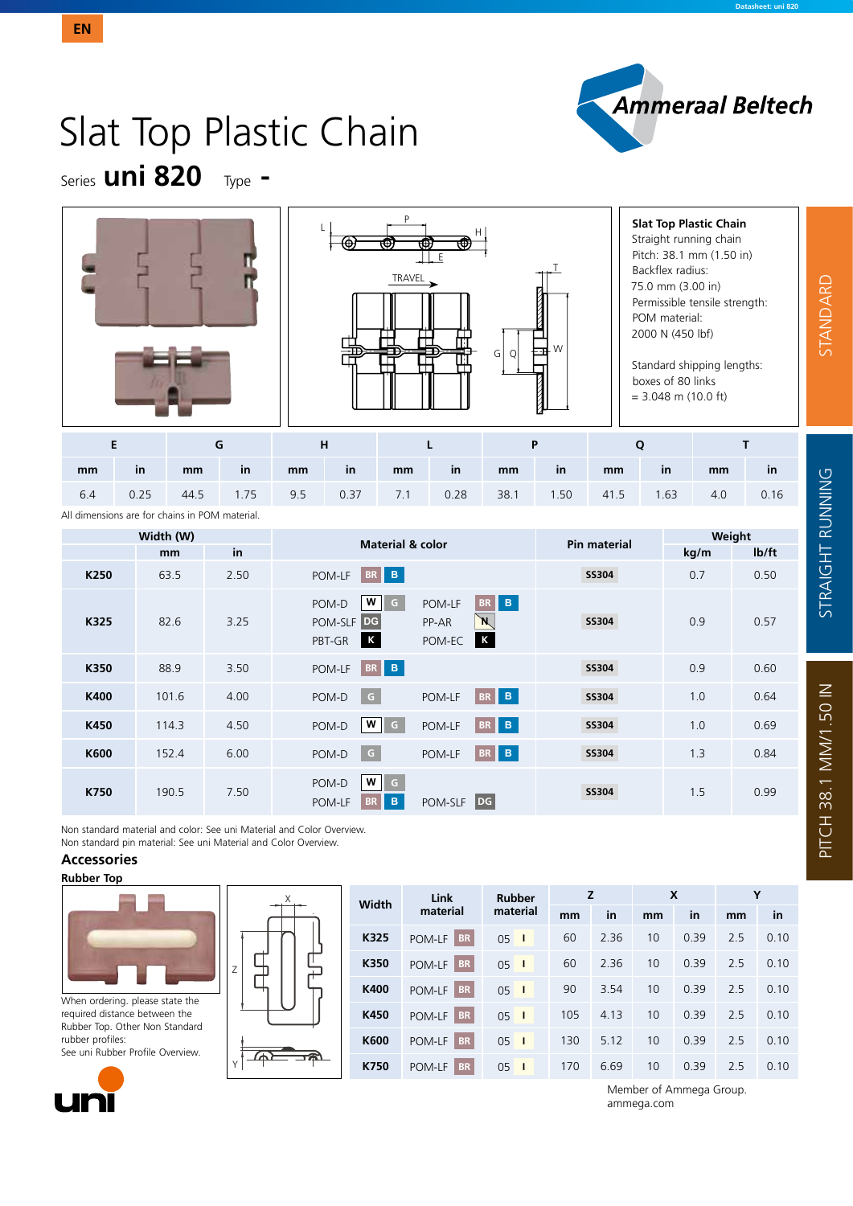EN

# Slat Top Plastic Chain

Series **uni 820** Type **-**

**Slat Top Plastic Chain**
Straight running chain
Pitch: 38.1 mm (1.50 in)
Backflex radius:
75.0 mm (3.00 in)
Permissible tensile strength:
POM material:
2000 N (450 lbf)

Standard shipping lengths:
boxes of 80 links
= 3.048 m (10.0 ft)

STANDARD

STRAIGHT RUNNING

PITCH 38.1 MM/1.50 IN

| E | | G | | H | | L | | P | | Q | | T | |
|---|---|---|---|---|---|---|---|---|---|---|---|---|---|
| mm | in | mm | in | mm | in | mm | in | mm | in | mm | in | mm | in |
| 6.4 | 0.25 | 44.5 | 1.75 | 9.5 | 0.37 | 7.1 | 0.28 | 38.1 | 1.50 | 41.5 | 1.63 | 4.0 | 0.16 |

All dimensions are for chains in POM material.

| Width (W) | | | Material & color | Pin material | Weight | |
|---|---|---|---|---|---|---|
| | mm | in | | | kg/m | lb/ft |
| K250 | 63.5 | 2.50 | POM-LF BR B | SS304 | 0.7 | 0.50 |
| K325 | 82.6 | 3.25 | POM-D W G; POM-SLF DG; PBT-GR K; POM-LF BR B; PP-AR N; POM-EC K | SS304 | 0.9 | 0.57 |
| K350 | 88.9 | 3.50 | POM-LF BR B | SS304 | 0.9 | 0.60 |
| K400 | 101.6 | 4.00 | POM-D G; POM-LF BR B | SS304 | 1.0 | 0.64 |
| K450 | 114.3 | 4.50 | POM-D W G; POM-LF BR B | SS304 | 1.0 | 0.69 |
| K600 | 152.4 | 6.00 | POM-D G; POM-LF BR B | SS304 | 1.3 | 0.84 |
| K750 | 190.5 | 7.50 | POM-D W G; POM-LF BR B; POM-SLF DG | SS304 | 1.5 | 0.99 |

Non standard material and color: See uni Material and Color Overview.
Non standard pin material: See uni Material and Color Overview.

## Accessories

### Rubber Top

When ordering. please state the required distance between the Rubber Top. Other Non Standard rubber profiles:
See uni Rubber Profile Overview.

| Width | Link material | Rubber material | Z | | X | | Y | |
|---|---|---|---|---|---|---|---|---|
| | | | mm | in | mm | in | mm | in |
| K325 | POM-LF BR | 05 I | 60 | 2.36 | 10 | 0.39 | 2.5 | 0.10 |
| K350 | POM-LF BR | 05 I | 60 | 2.36 | 10 | 0.39 | 2.5 | 0.10 |
| K400 | POM-LF BR | 05 I | 90 | 3.54 | 10 | 0.39 | 2.5 | 0.10 |
| K450 | POM-LF BR | 05 I | 105 | 4.13 | 10 | 0.39 | 2.5 | 0.10 |
| K600 | POM-LF BR | 05 I | 130 | 5.12 | 10 | 0.39 | 2.5 | 0.10 |
| K750 | POM-LF BR | 05 I | 170 | 6.69 | 10 | 0.39 | 2.5 | 0.10 |

Member of Ammega Group.
ammega.com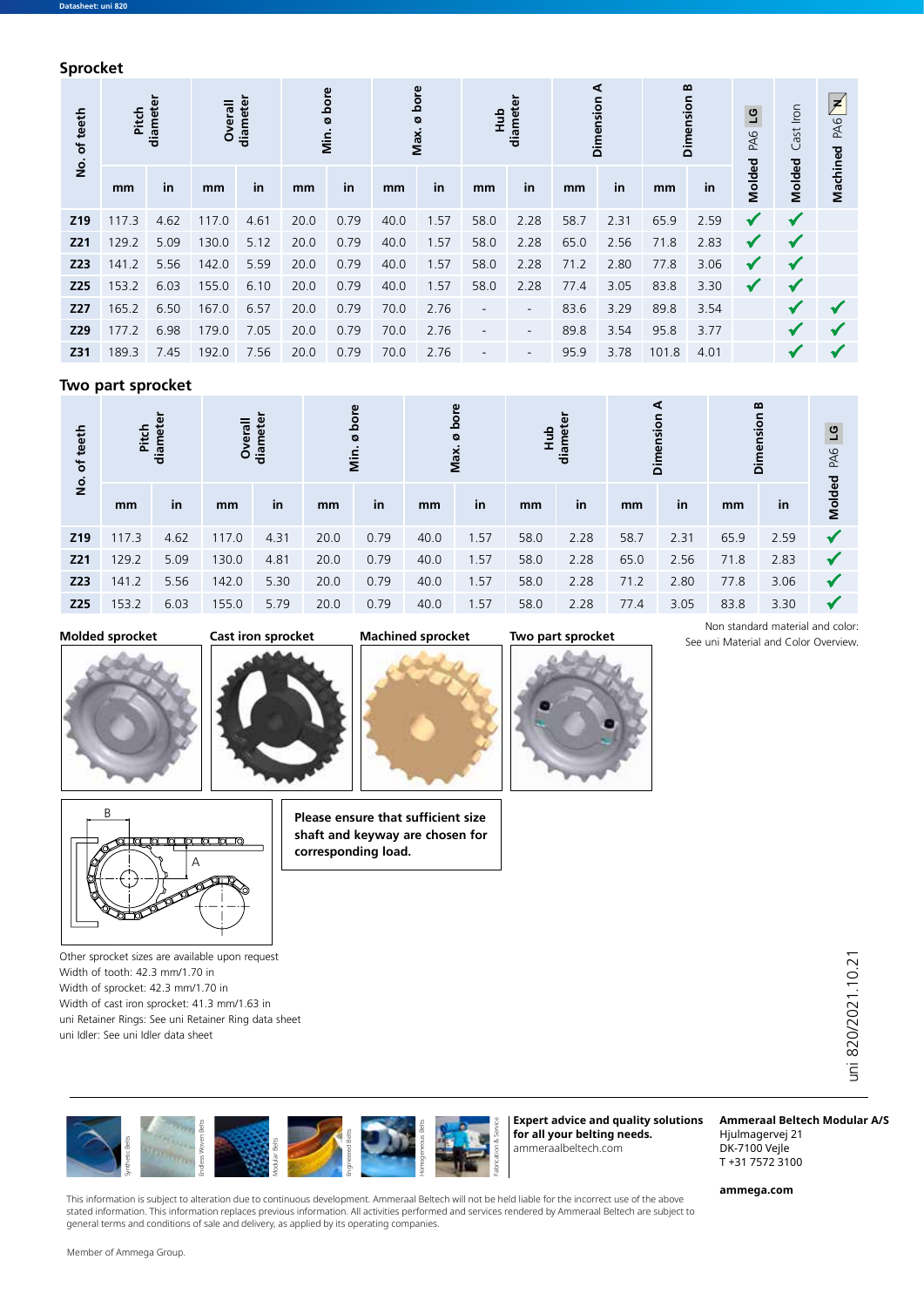## Sprocket

| No. of teeth | Pitch diameter | | Overall diameter | | Min. ø bore | | Max. ø bore | | Hub diameter | | Dimension A | | Dimension B | | Molded PA6 LG | Molded Cast Iron | Machined PA6 N |
|---|---|---|---|---|---|---|---|---|---|---|---|---|---|---|---|---|---|
| | mm | in | mm | in | mm | in | mm | in | mm | in | mm | in | mm | in | | | |
| Z19 | 117.3 | 4.62 | 117.0 | 4.61 | 20.0 | 0.79 | 40.0 | 1.57 | 58.0 | 2.28 | 58.7 | 2.31 | 65.9 | 2.59 | ✓ | ✓ | |
| Z21 | 129.2 | 5.09 | 130.0 | 5.12 | 20.0 | 0.79 | 40.0 | 1.57 | 58.0 | 2.28 | 65.0 | 2.56 | 71.8 | 2.83 | ✓ | ✓ | |
| Z23 | 141.2 | 5.56 | 142.0 | 5.59 | 20.0 | 0.79 | 40.0 | 1.57 | 58.0 | 2.28 | 71.2 | 2.80 | 77.8 | 3.06 | ✓ | ✓ | |
| Z25 | 153.2 | 6.03 | 155.0 | 6.10 | 20.0 | 0.79 | 40.0 | 1.57 | 58.0 | 2.28 | 77.4 | 3.05 | 83.8 | 3.30 | ✓ | ✓ | |
| Z27 | 165.2 | 6.50 | 167.0 | 6.57 | 20.0 | 0.79 | 70.0 | 2.76 | - | - | 83.6 | 3.29 | 89.8 | 3.54 | | ✓ | ✓ |
| Z29 | 177.2 | 6.98 | 179.0 | 7.05 | 20.0 | 0.79 | 70.0 | 2.76 | - | - | 89.8 | 3.54 | 95.8 | 3.77 | | ✓ | ✓ |
| Z31 | 189.3 | 7.45 | 192.0 | 7.56 | 20.0 | 0.79 | 70.0 | 2.76 | - | - | 95.9 | 3.78 | 101.8 | 4.01 | | ✓ | ✓ |

## Two part sprocket

| No. of teeth | Pitch diameter | | Overall diameter | | Min. ø bore | | Max. ø bore | | Hub diameter | | Dimension A | | Dimension B | | Molded PA6 LG |
|---|---|---|---|---|---|---|---|---|---|---|---|---|---|---|---|
| | mm | in | mm | in | mm | in | mm | in | mm | in | mm | in | mm | in | |
| Z19 | 117.3 | 4.62 | 117.0 | 4.31 | 20.0 | 0.79 | 40.0 | 1.57 | 58.0 | 2.28 | 58.7 | 2.31 | 65.9 | 2.59 | ✓ |
| Z21 | 129.2 | 5.09 | 130.0 | 4.81 | 20.0 | 0.79 | 40.0 | 1.57 | 58.0 | 2.28 | 65.0 | 2.56 | 71.8 | 2.83 | ✓ |
| Z23 | 141.2 | 5.56 | 142.0 | 5.30 | 20.0 | 0.79 | 40.0 | 1.57 | 58.0 | 2.28 | 71.2 | 2.80 | 77.8 | 3.06 | ✓ |
| Z25 | 153.2 | 6.03 | 155.0 | 5.79 | 20.0 | 0.79 | 40.0 | 1.57 | 58.0 | 2.28 | 77.4 | 3.05 | 83.8 | 3.30 | ✓ |

**Molded sprocket** **Cast iron sprocket** **Machined sprocket** **Two part sprocket**

Non standard material and color: See uni Material and Color Overview.

B

A

**Please ensure that sufficient size shaft and keyway are chosen for corresponding load.**

Other sprocket sizes are available upon request
Width of tooth: 42.3 mm/1.70 in
Width of sprocket: 42.3 mm/1.70 in
Width of cast iron sprocket: 41.3 mm/1.63 in
uni Retainer Rings: See uni Retainer Ring data sheet
uni Idler: See uni Idler data sheet

uni 820/2021.10.21

**Expert advice and quality solutions for all your belting needs.**
ammeraalbeltech.com

**Ammeraal Beltech Modular A/S**
Hjulmagervej 21
DK-7100 Vejle
T +31 7572 3100

**ammega.com**

This information is subject to alteration due to continuous development. Ammeraal Beltech will not be held liable for the incorrect use of the above stated information. This information replaces previous information. All activities performed and services rendered by Ammeraal Beltech are subject to general terms and conditions of sale and delivery, as applied by its operating companies.

Member of Ammega Group.